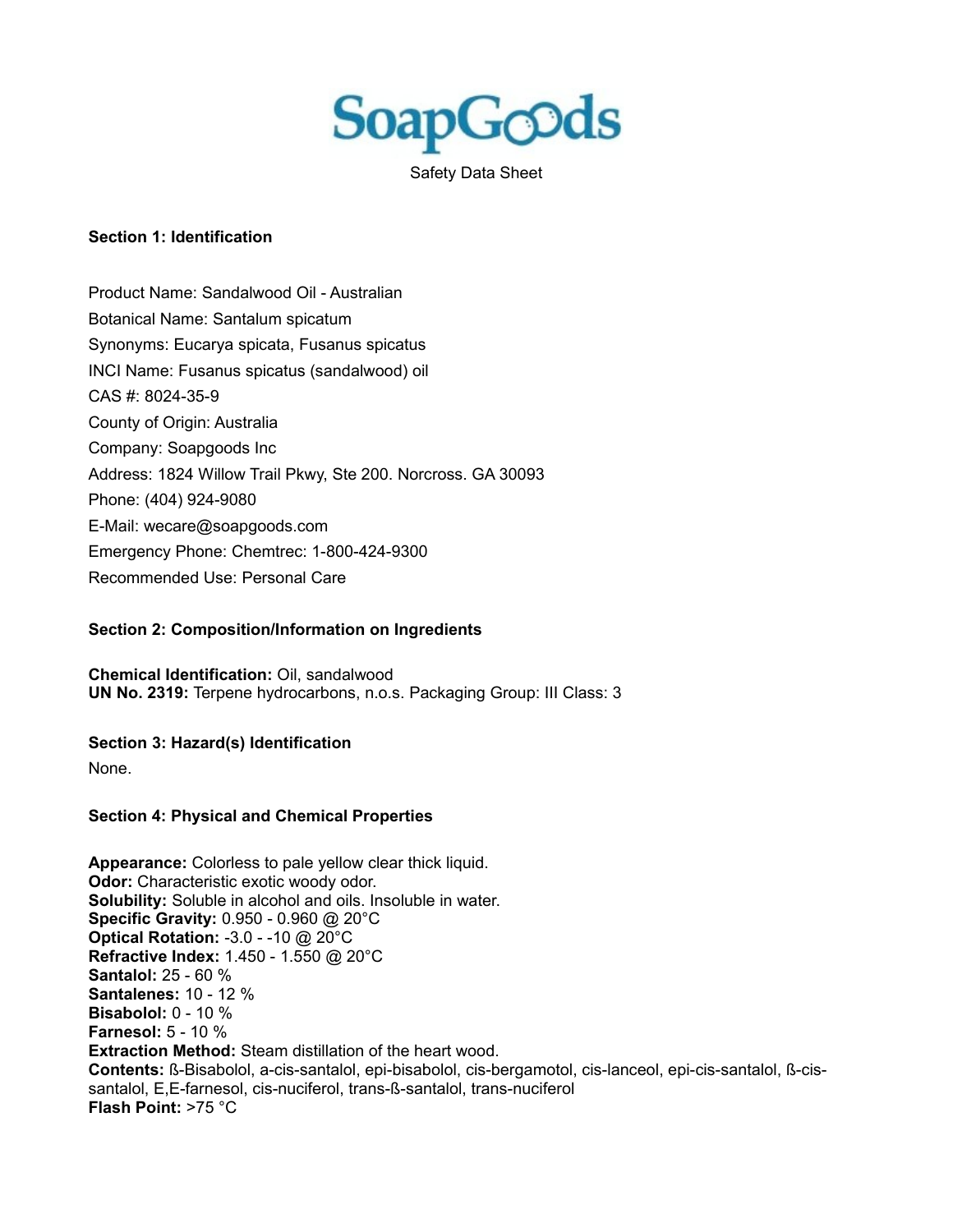# SoapGoods

Safety Data Sheet

## Section 1: Identification

Product Name: Sandalwood Oil - Australian

Botanical Name: Santalum spicatum

Synonyms: Eucarya spicata, Fusanus spicatus

INCI Name: Fusanus spicatus (sandalwood) oil

CAS #: 8024-35-9

County of Origin: Australia

Company: Soapgoods Inc

Address: 1824 Willow Trail Pkwy, Ste 200. Norcross. GA 30093

Phone: (404) 924-9080

E-Mail: wecare@soapgoods.com

Emergency Phone: Chemtrec: 1-800-424-9300

Recommended Use: Personal Care

## Section 2: Composition/Information on Ingredients

**Chemical Identification:** Oil, sandalwood
**UN No. 2319:** Terpene hydrocarbons, n.o.s. Packaging Group: III Class: 3

## Section 3: Hazard(s) Identification

None.

## Section 4: Physical and Chemical Properties

**Appearance:** Colorless to pale yellow clear thick liquid.
**Odor:** Characteristic exotic woody odor.
**Solubility:** Soluble in alcohol and oils. Insoluble in water.
**Specific Gravity:** 0.950 - 0.960 @ 20°C
**Optical Rotation:** -3.0 - -10 @ 20°C
**Refractive Index:** 1.450 - 1.550 @ 20°C
**Santalol:** 25 - 60 %
**Santalenes:** 10 - 12 %
**Bisabolol:** 0 - 10 %
**Farnesol:** 5 - 10 %
**Extraction Method:** Steam distillation of the heart wood.
**Contents:** ß-Bisabolol, a-cis-santalol, epi-bisabolol, cis-bergamotol, cis-lanceol, epi-cis-santalol, ß-cis-santalol, E,E-farnesol, cis-nuciferol, trans-ß-santalol, trans-nuciferol
**Flash Point:** >75 °C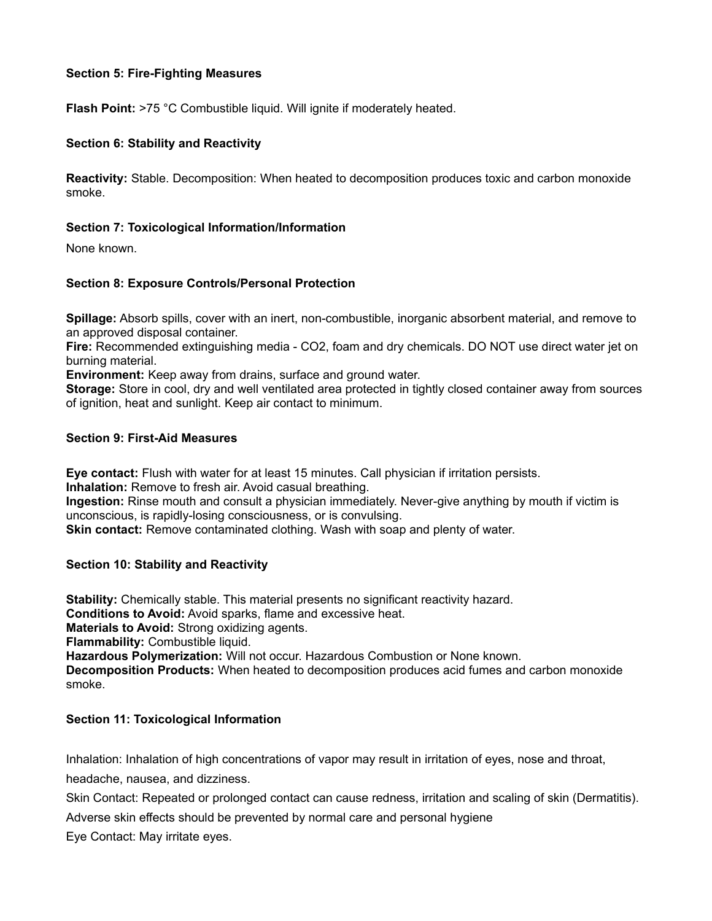**Section 5: Fire-Fighting Measures**

**Flash Point:** >75 °C Combustible liquid. Will ignite if moderately heated.

**Section 6: Stability and Reactivity**

**Reactivity:** Stable. Decomposition: When heated to decomposition produces toxic and carbon monoxide smoke.

**Section 7: Toxicological Information/Information**

None known.

**Section 8: Exposure Controls/Personal Protection**

**Spillage:** Absorb spills, cover with an inert, non-combustible, inorganic absorbent material, and remove to an approved disposal container.
**Fire:** Recommended extinguishing media - $CO_2$, foam and dry chemicals. DO NOT use direct water jet on burning material.
**Environment:** Keep away from drains, surface and ground water.
**Storage:** Store in cool, dry and well ventilated area protected in tightly closed container away from sources of ignition, heat and sunlight. Keep air contact to minimum.

**Section 9: First-Aid Measures**

**Eye contact:** Flush with water for at least 15 minutes. Call physician if irritation persists.
**Inhalation:** Remove to fresh air. Avoid casual breathing.
**Ingestion:** Rinse mouth and consult a physician immediately. Never-give anything by mouth if victim is unconscious, is rapidly-losing consciousness, or is convulsing.
**Skin contact:** Remove contaminated clothing. Wash with soap and plenty of water.

**Section 10: Stability and Reactivity**

**Stability:** Chemically stable. This material presents no significant reactivity hazard.
**Conditions to Avoid:** Avoid sparks, flame and excessive heat.
**Materials to Avoid:** Strong oxidizing agents.
**Flammability:** Combustible liquid.
**Hazardous Polymerization:** Will not occur. Hazardous Combustion or None known.
**Decomposition Products:** When heated to decomposition produces acid fumes and carbon monoxide smoke.

**Section 11: Toxicological Information**

Inhalation: Inhalation of high concentrations of vapor may result in irritation of eyes, nose and throat, headache, nausea, and dizziness.

Skin Contact: Repeated or prolonged contact can cause redness, irritation and scaling of skin (Dermatitis).

Adverse skin effects should be prevented by normal care and personal hygiene

Eye Contact: May irritate eyes.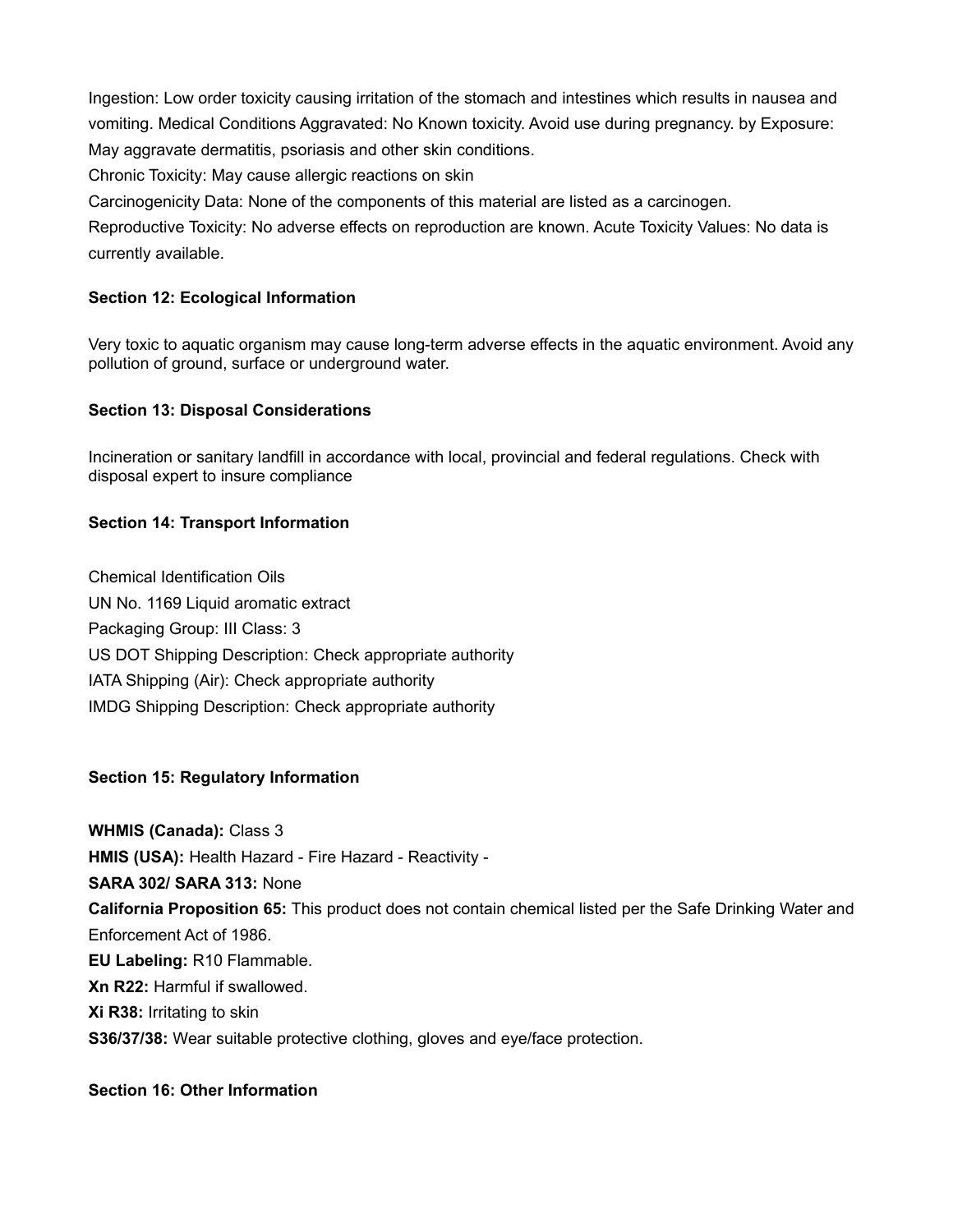Ingestion: Low order toxicity causing irritation of the stomach and intestines which results in nausea and vomiting. Medical Conditions Aggravated: No Known toxicity. Avoid use during pregnancy. by Exposure: May aggravate dermatitis, psoriasis and other skin conditions.

Chronic Toxicity: May cause allergic reactions on skin

Carcinogenicity Data: None of the components of this material are listed as a carcinogen.

Reproductive Toxicity: No adverse effects on reproduction are known. Acute Toxicity Values: No data is currently available.

**Section 12: Ecological Information**

Very toxic to aquatic organism may cause long-term adverse effects in the aquatic environment. Avoid any pollution of ground, surface or underground water.

**Section 13: Disposal Considerations**

Incineration or sanitary landfill in accordance with local, provincial and federal regulations. Check with disposal expert to insure compliance

**Section 14: Transport Information**

Chemical Identification Oils

UN No. 1169 Liquid aromatic extract

Packaging Group: III Class: 3

US DOT Shipping Description: Check appropriate authority

IATA Shipping (Air): Check appropriate authority

IMDG Shipping Description: Check appropriate authority

**Section 15: Regulatory Information**

**WHMIS (Canada):** Class 3

**HMIS (USA):** Health Hazard - Fire Hazard - Reactivity -

**SARA 302/ SARA 313:** None

**California Proposition 65:** This product does not contain chemical listed per the Safe Drinking Water and Enforcement Act of 1986.

**EU Labeling:** R10 Flammable.

**Xn R22:** Harmful if swallowed.

**Xi R38:** Irritating to skin

**S36/37/38:** Wear suitable protective clothing, gloves and eye/face protection.

**Section 16: Other Information**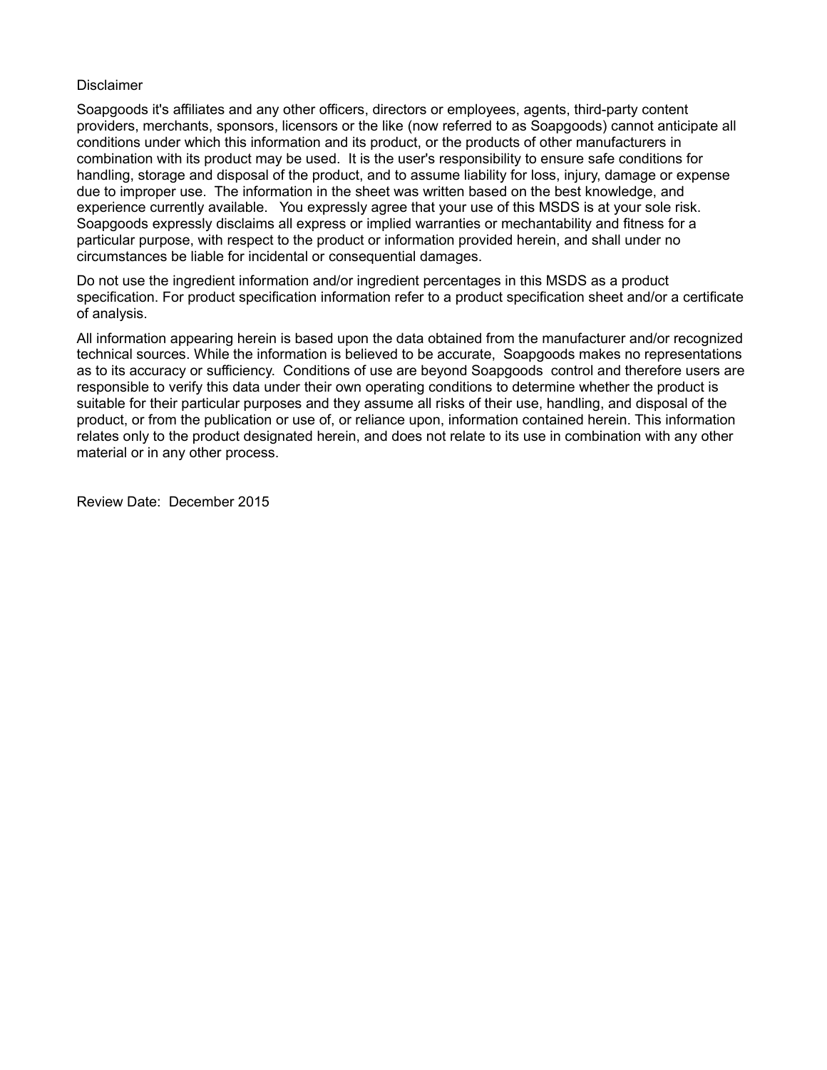Disclaimer

Soapgoods it's affiliates and any other officers, directors or employees, agents, third-party content providers, merchants, sponsors, licensors or the like (now referred to as Soapgoods) cannot anticipate all conditions under which this information and its product, or the products of other manufacturers in combination with its product may be used. It is the user's responsibility to ensure safe conditions for handling, storage and disposal of the product, and to assume liability for loss, injury, damage or expense due to improper use. The information in the sheet was written based on the best knowledge, and experience currently available. You expressly agree that your use of this MSDS is at your sole risk. Soapgoods expressly disclaims all express or implied warranties or mechantability and fitness for a particular purpose, with respect to the product or information provided herein, and shall under no circumstances be liable for incidental or consequential damages.

Do not use the ingredient information and/or ingredient percentages in this MSDS as a product specification. For product specification information refer to a product specification sheet and/or a certificate of analysis.

All information appearing herein is based upon the data obtained from the manufacturer and/or recognized technical sources. While the information is believed to be accurate, Soapgoods makes no representations as to its accuracy or sufficiency. Conditions of use are beyond Soapgoods control and therefore users are responsible to verify this data under their own operating conditions to determine whether the product is suitable for their particular purposes and they assume all risks of their use, handling, and disposal of the product, or from the publication or use of, or reliance upon, information contained herein. This information relates only to the product designated herein, and does not relate to its use in combination with any other material or in any other process.

Review Date: December 2015